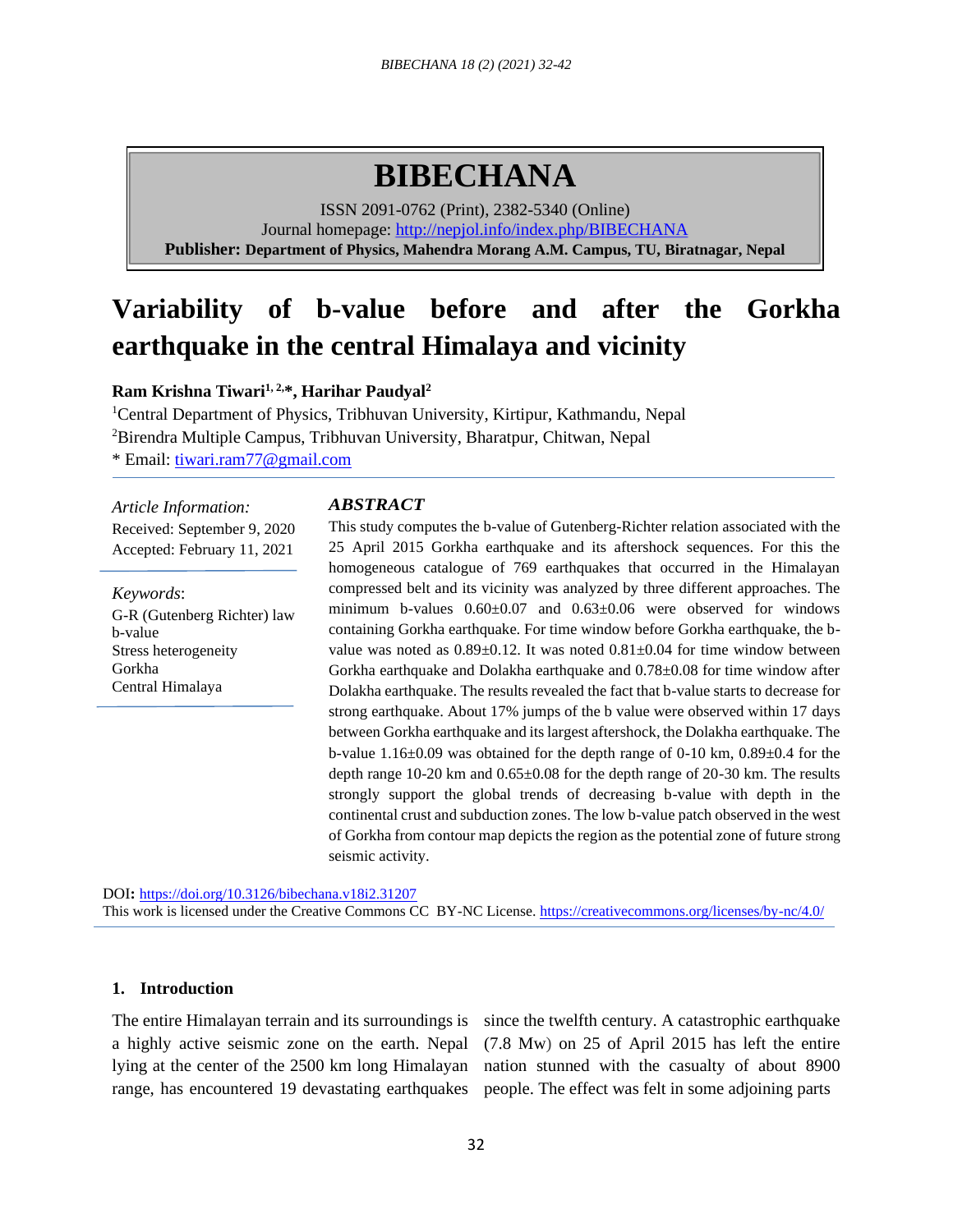# BIBECHANA

ISSN 2091-0762 (Print), 2382-5340 (Online)
Journal homepage: http://nepjol.info/index.php/BIBECHANA
**Publisher: Department of Physics, Mahendra Morang A.M. Campus, TU, Biratnagar, Nepal**

# Variability of b-value before and after the Gorkha earthquake in the central Himalaya and vicinity

**Ram Krishna Tiwari[1, 2,*], Harihar Paudyal[2]**

[1]Central Department of Physics, Tribhuvan University, Kirtipur, Kathmandu, Nepal
[2]Birendra Multiple Campus, Tribhuvan University, Bharatpur, Chitwan, Nepal
* Email: tiwari.ram77@gmail.com

*Article Information:*
Received: September 9, 2020
Accepted: February 11, 2021

*Keywords*:
G-R (Gutenberg Richter) law
b-value
Stress heterogeneity
Gorkha
Central Himalaya

### *ABSTRACT*

This study computes the b-value of Gutenberg-Richter relation associated with the 25 April 2015 Gorkha earthquake and its aftershock sequences. For this the homogeneous catalogue of 769 earthquakes that occurred in the Himalayan compressed belt and its vicinity was analyzed by three different approaches. The minimum b-values 0.60±0.07 and 0.63±0.06 were observed for windows containing Gorkha earthquake. For time window before Gorkha earthquake, the b-value was noted as 0.89±0.12. It was noted 0.81±0.04 for time window between Gorkha earthquake and Dolakha earthquake and 0.78±0.08 for time window after Dolakha earthquake. The results revealed the fact that b-value starts to decrease for strong earthquake. About 17% jumps of the b value were observed within 17 days between Gorkha earthquake and its largest aftershock, the Dolakha earthquake. The b-value 1.16±0.09 was obtained for the depth range of 0-10 km, 0.89±0.4 for the depth range 10-20 km and 0.65±0.08 for the depth range of 20-30 km. The results strongly support the global trends of decreasing b-value with depth in the continental crust and subduction zones. The low b-value patch observed in the west of Gorkha from contour map depicts the region as the potential zone of future strong seismic activity.

DOI: https://doi.org/10.3126/bibechana.v18i2.31207
This work is licensed under the Creative Commons CC BY-NC License. https://creativecommons.org/licenses/by-nc/4.0/

## 1. Introduction

The entire Himalayan terrain and its surroundings is a highly active seismic zone on the earth. Nepal lying at the center of the 2500 km long Himalayan range, has encountered 19 devastating earthquakes since the twelfth century. A catastrophic earthquake (7.8 Mw) on 25 of April 2015 has left the entire nation stunned with the casualty of about 8900 people. The effect was felt in some adjoining parts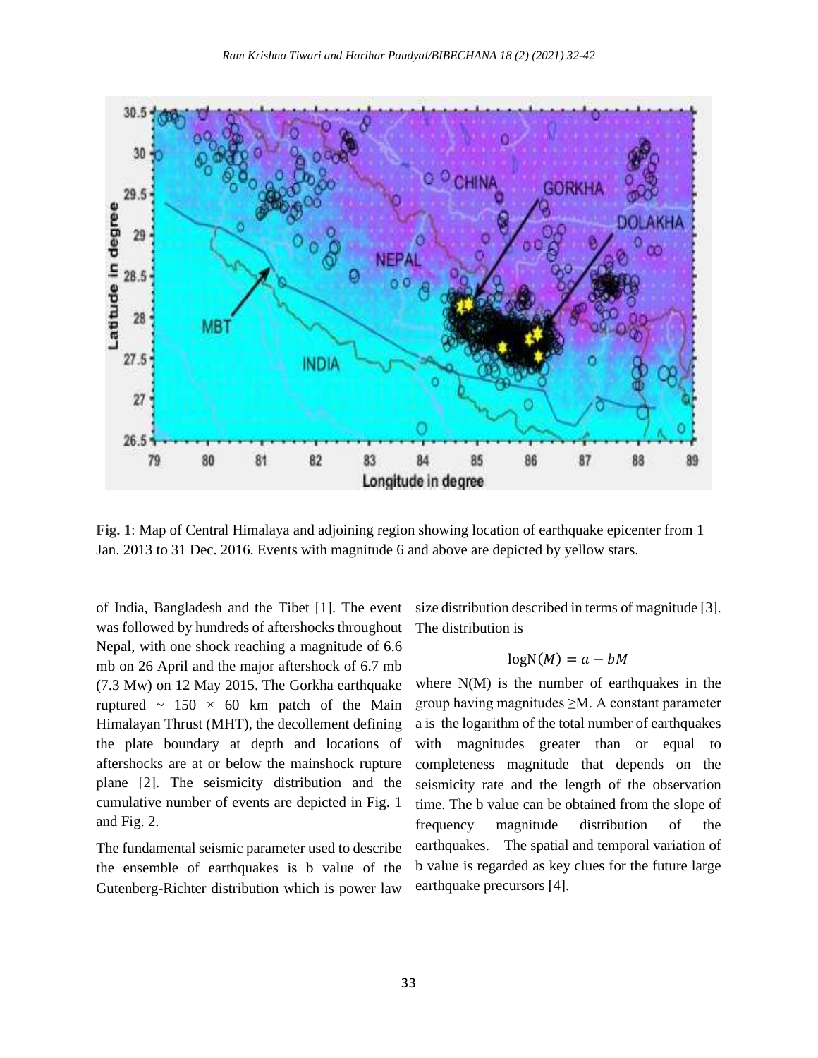**Fig. 1**: Map of Central Himalaya and adjoining region showing location of earthquake epicenter from 1 Jan. 2013 to 31 Dec. 2016. Events with magnitude 6 and above are depicted by yellow stars.

of India, Bangladesh and the Tibet [1]. The event was followed by hundreds of aftershocks throughout Nepal, with one shock reaching a magnitude of 6.6 mb on 26 April and the major aftershock of 6.7 mb (7.3 Mw) on 12 May 2015. The Gorkha earthquake ruptured ~ 150 × 60 km patch of the Main Himalayan Thrust (MHT), the decollement defining the plate boundary at depth and locations of aftershocks are at or below the mainshock rupture plane [2]. The seismicity distribution and the cumulative number of events are depicted in Fig. 1 and Fig. 2.

The fundamental seismic parameter used to describe the ensemble of earthquakes is b value of the Gutenberg-Richter distribution which is power law size distribution described in terms of magnitude [3]. The distribution is

$$\log N(M) = a - bM$$

where N(M) is the number of earthquakes in the group having magnitudes ≥M. A constant parameter a is the logarithm of the total number of earthquakes with magnitudes greater than or equal to completeness magnitude that depends on the seismicity rate and the length of the observation time. The b value can be obtained from the slope of frequency magnitude distribution of the earthquakes. The spatial and temporal variation of b value is regarded as key clues for the future large earthquake precursors [4].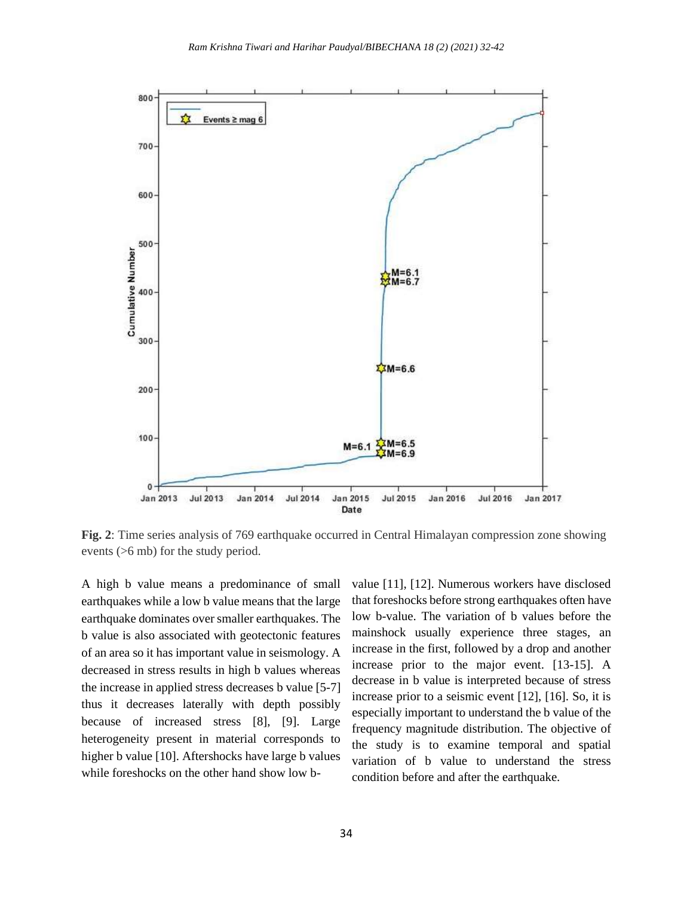**Fig. 2**: Time series analysis of 769 earthquake occurred in Central Himalayan compression zone showing events (>6 mb) for the study period.

A high b value means a predominance of small earthquakes while a low b value means that the large earthquake dominates over smaller earthquakes. The b value is also associated with geotectonic features of an area so it has important value in seismology. A decreased in stress results in high b values whereas the increase in applied stress decreases b value [5-7] thus it decreases laterally with depth possibly because of increased stress [8], [9]. Large heterogeneity present in material corresponds to higher b value [10]. Aftershocks have large b values while foreshocks on the other hand show low b-value [11], [12]. Numerous workers have disclosed that foreshocks before strong earthquakes often have low b-value. The variation of b values before the mainshock usually experience three stages, an increase in the first, followed by a drop and another increase prior to the major event. [13-15]. A decrease in b value is interpreted because of stress increase prior to a seismic event [12], [16]. So, it is especially important to understand the b value of the frequency magnitude distribution. The objective of the study is to examine temporal and spatial variation of b value to understand the stress condition before and after the earthquake.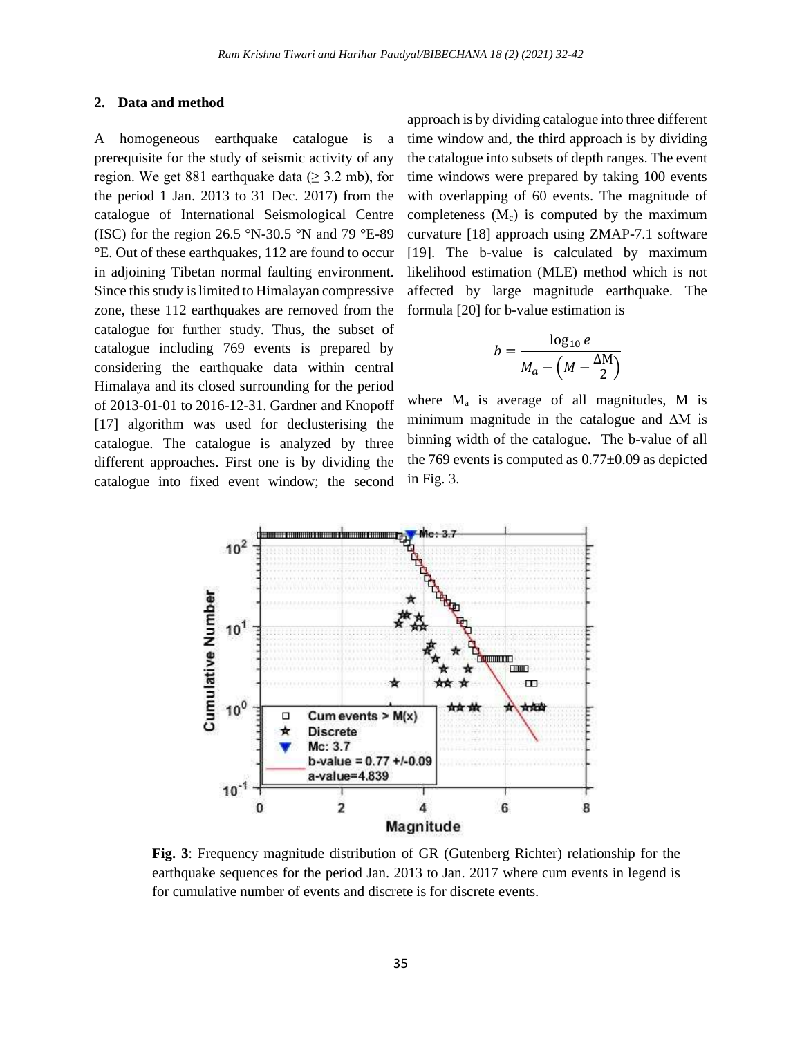## 2. Data and method

A homogeneous earthquake catalogue is a prerequisite for the study of seismic activity of any region. We get 881 earthquake data (≥ 3.2 mb), for the period 1 Jan. 2013 to 31 Dec. 2017) from the catalogue of International Seismological Centre (ISC) for the region 26.5 °N-30.5 °N and 79 °E-89 °E. Out of these earthquakes, 112 are found to occur in adjoining Tibetan normal faulting environment. Since this study is limited to Himalayan compressive zone, these 112 earthquakes are removed from the catalogue for further study. Thus, the subset of catalogue including 769 events is prepared by considering the earthquake data within central Himalaya and its closed surrounding for the period of 2013-01-01 to 2016-12-31. Gardner and Knopoff [17] algorithm was used for declusterising the catalogue. The catalogue is analyzed by three different approaches. First one is by dividing the catalogue into fixed event window; the second approach is by dividing catalogue into three different time window and, the third approach is by dividing the catalogue into subsets of depth ranges. The event time windows were prepared by taking 100 events with overlapping of 60 events. The magnitude of completeness ($M_c$) is computed by the maximum curvature [18] approach using ZMAP-7.1 software [19]. The b-value is calculated by maximum likelihood estimation (MLE) method which is not affected by large magnitude earthquake. The formula [20] for b-value estimation is

$$b = \frac{\log_{10} e}{M_a - \left(M - \frac{\Delta M}{2}\right)}$$

where $M_a$ is average of all magnitudes, M is minimum magnitude in the catalogue and $\Delta M$ is binning width of the catalogue. The b-value of all the 769 events is computed as 0.77±0.09 as depicted in Fig. 3.

**Fig. 3**: Frequency magnitude distribution of GR (Gutenberg Richter) relationship for the earthquake sequences for the period Jan. 2013 to Jan. 2017 where cum events in legend is for cumulative number of events and discrete is for discrete events.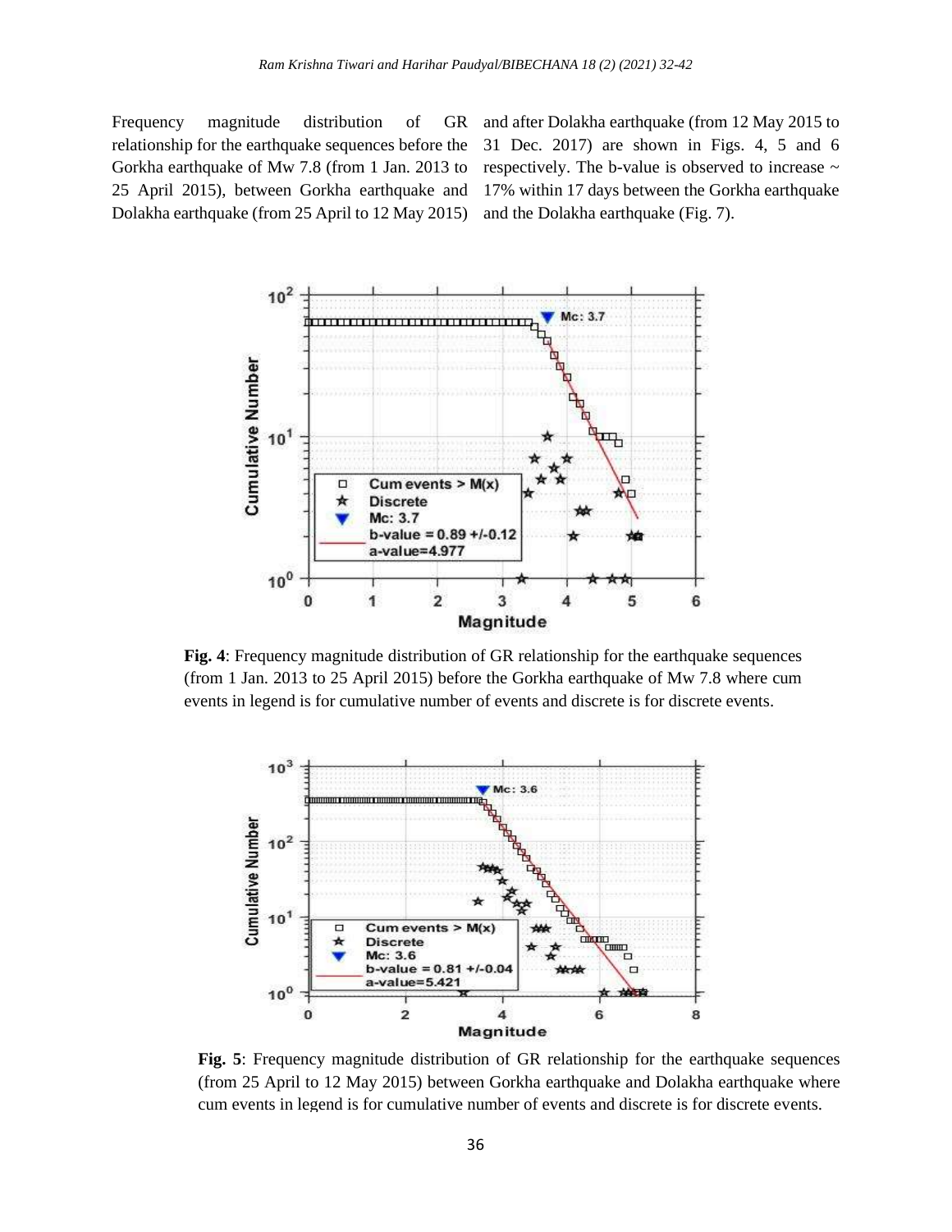Frequency magnitude distribution of GR relationship for the earthquake sequences before the Gorkha earthquake of Mw 7.8 (from 1 Jan. 2013 to 25 April 2015), between Gorkha earthquake and Dolakha earthquake (from 25 April to 12 May 2015) and after Dolakha earthquake (from 12 May 2015 to 31 Dec. 2017) are shown in Figs. 4, 5 and 6 respectively. The b-value is observed to increase ~ 17% within 17 days between the Gorkha earthquake and the Dolakha earthquake (Fig. 7).

**Fig. 4**: Frequency magnitude distribution of GR relationship for the earthquake sequences (from 1 Jan. 2013 to 25 April 2015) before the Gorkha earthquake of Mw 7.8 where cum events in legend is for cumulative number of events and discrete is for discrete events.

**Fig. 5**: Frequency magnitude distribution of GR relationship for the earthquake sequences (from 25 April to 12 May 2015) between Gorkha earthquake and Dolakha earthquake where cum events in legend is for cumulative number of events and discrete is for discrete events.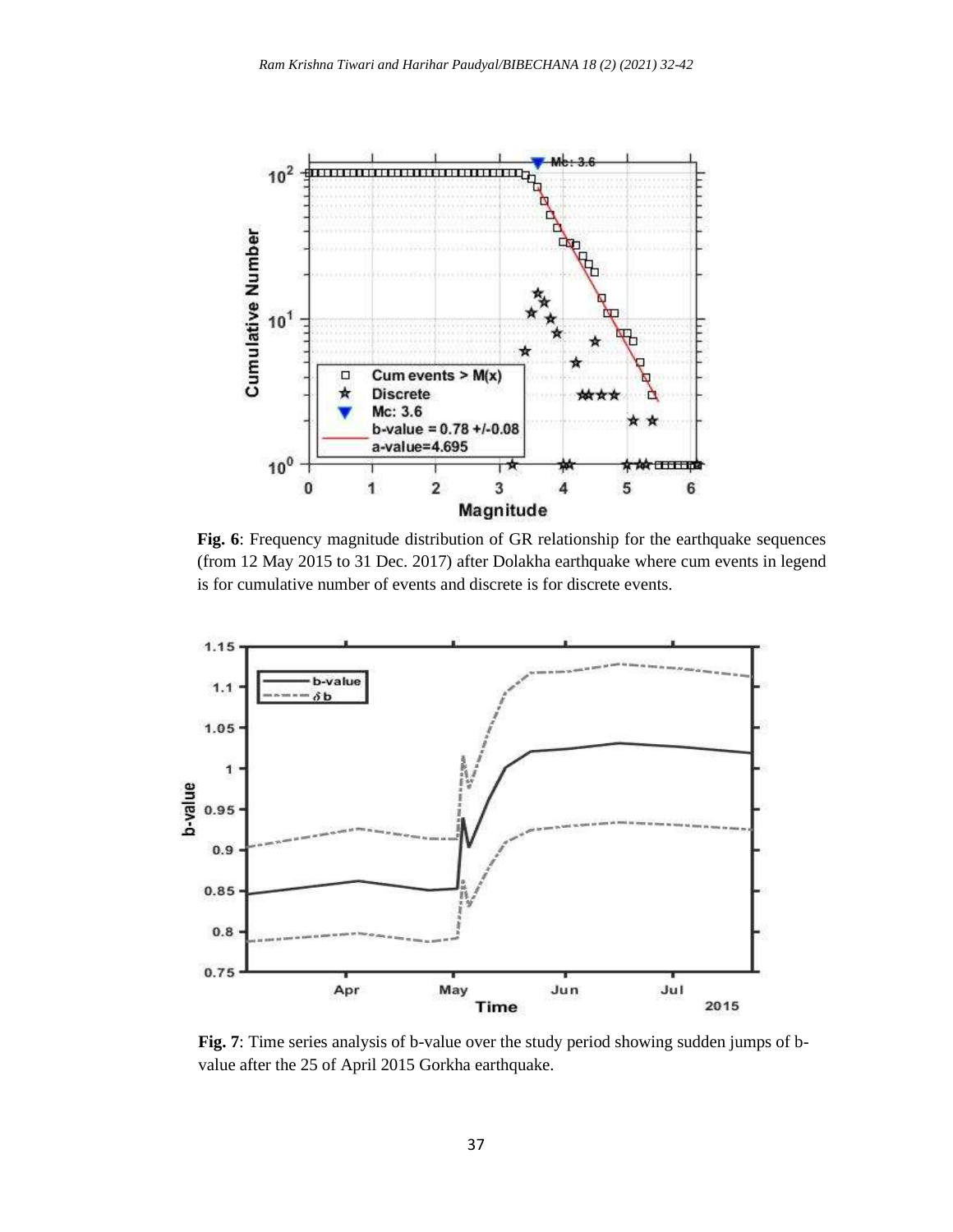**Fig. 6**: Frequency magnitude distribution of GR relationship for the earthquake sequences (from 12 May 2015 to 31 Dec. 2017) after Dolakha earthquake where cum events in legend is for cumulative number of events and discrete is for discrete events.

**Fig. 7**: Time series analysis of b-value over the study period showing sudden jumps of b-value after the 25 of April 2015 Gorkha earthquake.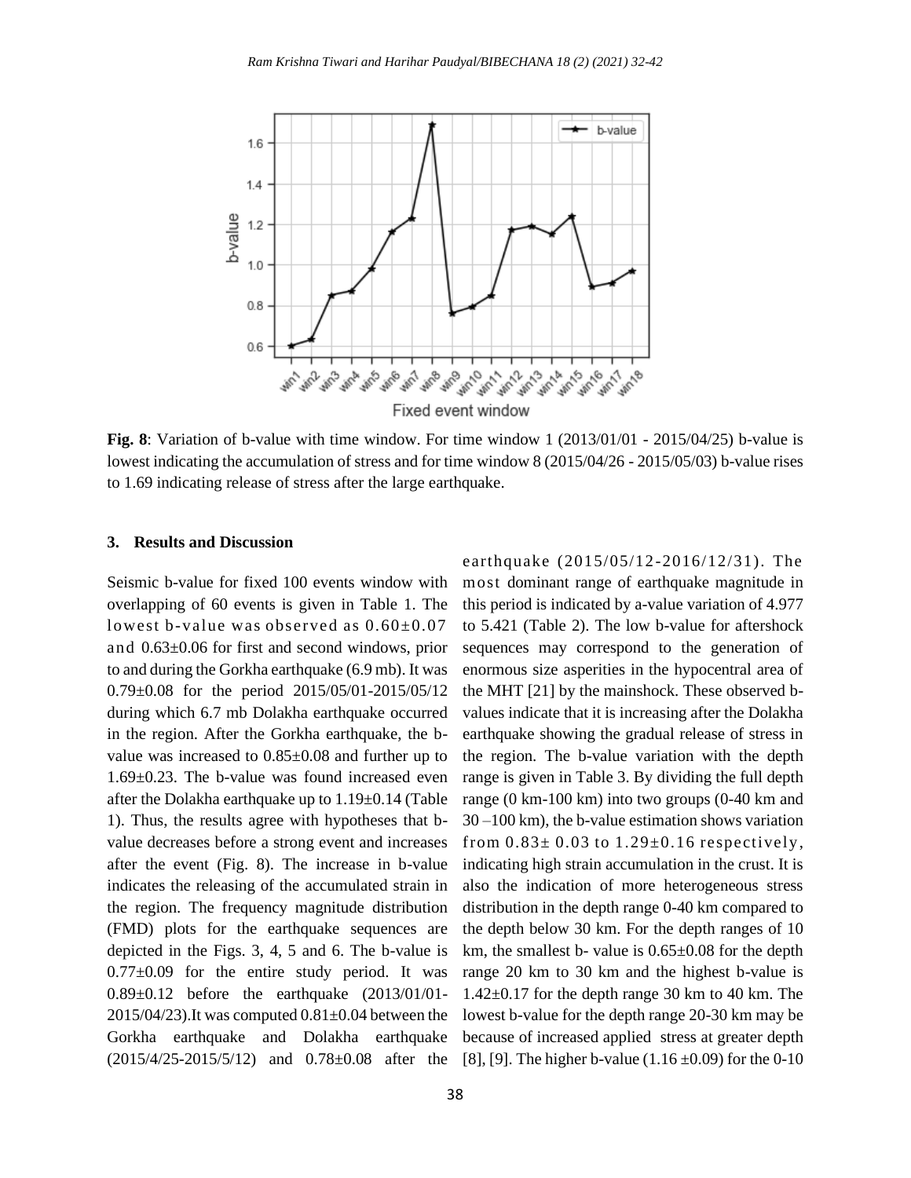**Fig. 8**: Variation of b-value with time window. For time window 1 (2013/01/01 - 2015/04/25) b-value is lowest indicating the accumulation of stress and for time window 8 (2015/04/26 - 2015/05/03) b-value rises to 1.69 indicating release of stress after the large earthquake.

## 3. Results and Discussion

Seismic b-value for fixed 100 events window with overlapping of 60 events is given in Table 1. The lowest b-value was observed as 0.60±0.07 and 0.63±0.06 for first and second windows, prior to and during the Gorkha earthquake (6.9 mb). It was 0.79±0.08 for the period 2015/05/01-2015/05/12 during which 6.7 mb Dolakha earthquake occurred in the region. After the Gorkha earthquake, the b-value was increased to 0.85±0.08 and further up to 1.69±0.23. The b-value was found increased even after the Dolakha earthquake up to 1.19±0.14 (Table 1). Thus, the results agree with hypotheses that b-value decreases before a strong event and increases after the event (Fig. 8). The increase in b-value indicates the releasing of the accumulated strain in the region. The frequency magnitude distribution (FMD) plots for the earthquake sequences are depicted in the Figs. 3, 4, 5 and 6. The b-value is 0.77±0.09 for the entire study period. It was 0.89±0.12 before the earthquake (2013/01/01-2015/04/23).It was computed 0.81±0.04 between the Gorkha earthquake and Dolakha earthquake (2015/4/25-2015/5/12) and 0.78±0.08 after the earthquake (2015/05/12-2016/12/31). The most dominant range of earthquake magnitude in this period is indicated by a-value variation of 4.977 to 5.421 (Table 2). The low b-value for aftershock sequences may correspond to the generation of enormous size asperities in the hypocentral area of the MHT [21] by the mainshock. These observed b-values indicate that it is increasing after the Dolakha earthquake showing the gradual release of stress in the region. The b-value variation with the depth range is given in Table 3. By dividing the full depth range (0 km-100 km) into two groups (0-40 km and 30 –100 km), the b-value estimation shows variation from 0.83± 0.03 to 1.29±0.16 respectively, indicating high strain accumulation in the crust. It is also the indication of more heterogeneous stress distribution in the depth range 0-40 km compared to the depth below 30 km. For the depth ranges of 10 km, the smallest b- value is 0.65±0.08 for the depth range 20 km to 30 km and the highest b-value is 1.42±0.17 for the depth range 30 km to 40 km. The lowest b-value for the depth range 20-30 km may be because of increased applied stress at greater depth [8], [9]. The higher b-value (1.16 ±0.09) for the 0-10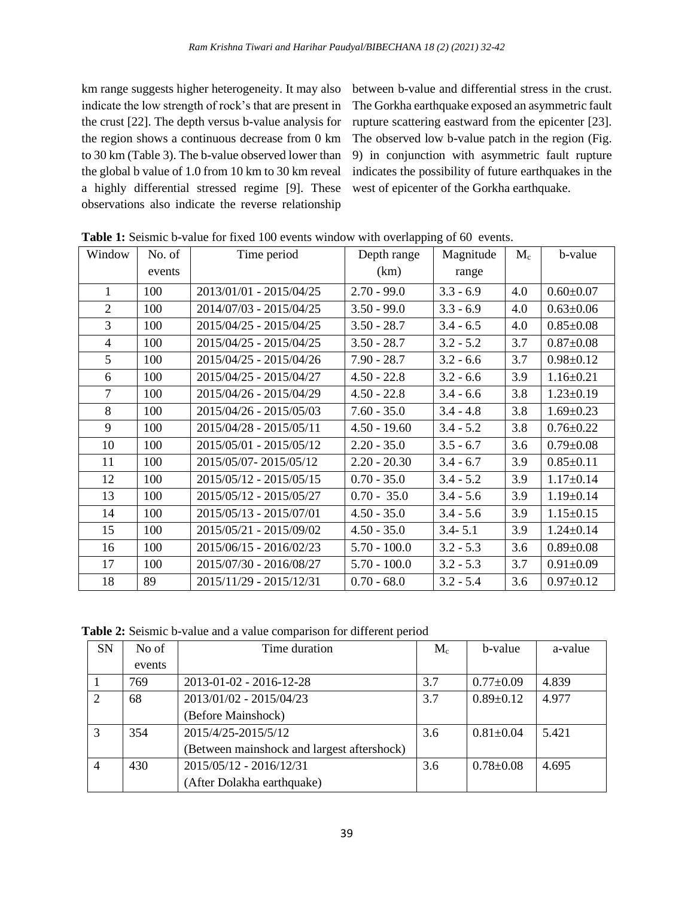km range suggests higher heterogeneity. It may also indicate the low strength of rock's that are present in the crust [22]. The depth versus b-value analysis for the region shows a continuous decrease from 0 km to 30 km (Table 3). The b-value observed lower than the global b value of 1.0 from 10 km to 30 km reveal a highly differential stressed regime [9]. These observations also indicate the reverse relationship between b-value and differential stress in the crust. The Gorkha earthquake exposed an asymmetric fault rupture scattering eastward from the epicenter [23]. The observed low b-value patch in the region (Fig. 9) in conjunction with asymmetric fault rupture indicates the possibility of future earthquakes in the west of epicenter of the Gorkha earthquake.

**Table 1:** Seismic b-value for fixed 100 events window with overlapping of 60 events.

| Window | No. of events | Time period | Depth range (km) | Magnitude range | $M_c$ | b-value |
|---|---|---|---|---|---|---|
| 1 | 100 | 2013/01/01 - 2015/04/25 | 2.70 - 99.0 | 3.3 - 6.9 | 4.0 | 0.60±0.07 |
| 2 | 100 | 2014/07/03 - 2015/04/25 | 3.50 - 99.0 | 3.3 - 6.9 | 4.0 | 0.63±0.06 |
| 3 | 100 | 2015/04/25 - 2015/04/25 | 3.50 - 28.7 | 3.4 - 6.5 | 4.0 | 0.85±0.08 |
| 4 | 100 | 2015/04/25 - 2015/04/25 | 3.50 - 28.7 | 3.2 - 5.2 | 3.7 | 0.87±0.08 |
| 5 | 100 | 2015/04/25 - 2015/04/26 | 7.90 - 28.7 | 3.2 - 6.6 | 3.7 | 0.98±0.12 |
| 6 | 100 | 2015/04/25 - 2015/04/27 | 4.50 - 22.8 | 3.2 - 6.6 | 3.9 | 1.16±0.21 |
| 7 | 100 | 2015/04/26 - 2015/04/29 | 4.50 - 22.8 | 3.4 - 6.6 | 3.8 | 1.23±0.19 |
| 8 | 100 | 2015/04/26 - 2015/05/03 | 7.60 - 35.0 | 3.4 - 4.8 | 3.8 | 1.69±0.23 |
| 9 | 100 | 2015/04/28 - 2015/05/11 | 4.50 - 19.60 | 3.4 - 5.2 | 3.8 | 0.76±0.22 |
| 10 | 100 | 2015/05/01 - 2015/05/12 | 2.20 - 35.0 | 3.5 - 6.7 | 3.6 | 0.79±0.08 |
| 11 | 100 | 2015/05/07- 2015/05/12 | 2.20 - 20.30 | 3.4 - 6.7 | 3.9 | 0.85±0.11 |
| 12 | 100 | 2015/05/12 - 2015/05/15 | 0.70 - 35.0 | 3.4 - 5.2 | 3.9 | 1.17±0.14 |
| 13 | 100 | 2015/05/12 - 2015/05/27 | 0.70 - 35.0 | 3.4 - 5.6 | 3.9 | 1.19±0.14 |
| 14 | 100 | 2015/05/13 - 2015/07/01 | 4.50 - 35.0 | 3.4 - 5.6 | 3.9 | 1.15±0.15 |
| 15 | 100 | 2015/05/21 - 2015/09/02 | 4.50 - 35.0 | 3.4- 5.1 | 3.9 | 1.24±0.14 |
| 16 | 100 | 2015/06/15 - 2016/02/23 | 5.70 - 100.0 | 3.2 - 5.3 | 3.6 | 0.89±0.08 |
| 17 | 100 | 2015/07/30 - 2016/08/27 | 5.70 - 100.0 | 3.2 - 5.3 | 3.7 | 0.91±0.09 |
| 18 | 89 | 2015/11/29 - 2015/12/31 | 0.70 - 68.0 | 3.2 - 5.4 | 3.6 | 0.97±0.12 |

**Table 2:** Seismic b-value and a value comparison for different period

| SN | No of events | Time duration | $M_c$ | b-value | a-value |
|---|---|---|---|---|---|
| 1 | 769 | 2013-01-02 - 2016-12-28 | 3.7 | 0.77±0.09 | 4.839 |
| 2 | 68 | 2013/01/02 - 2015/04/23 (Before Mainshock) | 3.7 | 0.89±0.12 | 4.977 |
| 3 | 354 | 2015/4/25-2015/5/12 (Between mainshock and largest aftershock) | 3.6 | 0.81±0.04 | 5.421 |
| 4 | 430 | 2015/05/12 - 2016/12/31 (After Dolakha earthquake) | 3.6 | 0.78±0.08 | 4.695 |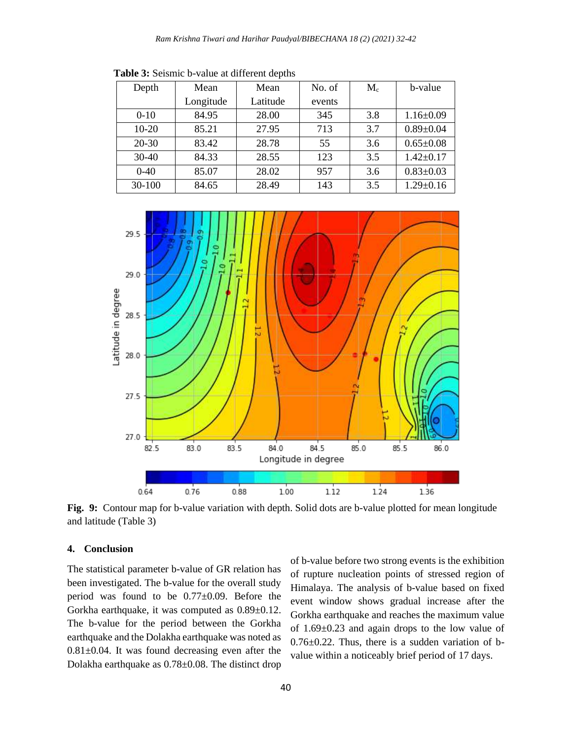**Table 3:** Seismic b-value at different depths

| Depth | Mean Longitude | Mean Latitude | No. of events | $M_c$ | b-value |
|---|---|---|---|---|---|
| 0-10 | 84.95 | 28.00 | 345 | 3.8 | 1.16±0.09 |
| 10-20 | 85.21 | 27.95 | 713 | 3.7 | 0.89±0.04 |
| 20-30 | 83.42 | 28.78 | 55 | 3.6 | 0.65±0.08 |
| 30-40 | 84.33 | 28.55 | 123 | 3.5 | 1.42±0.17 |
| 0-40 | 85.07 | 28.02 | 957 | 3.6 | 0.83±0.03 |
| 30-100 | 84.65 | 28.49 | 143 | 3.5 | 1.29±0.16 |

**Fig. 9:** Contour map for b-value variation with depth. Solid dots are b-value plotted for mean longitude and latitude (Table 3)

## 4. Conclusion

The statistical parameter b-value of GR relation has been investigated. The b-value for the overall study period was found to be 0.77±0.09. Before the Gorkha earthquake, it was computed as 0.89±0.12. The b-value for the period between the Gorkha earthquake and the Dolakha earthquake was noted as 0.81±0.04. It was found decreasing even after the Dolakha earthquake as 0.78±0.08. The distinct drop of b-value before two strong events is the exhibition of rupture nucleation points of stressed region of Himalaya. The analysis of b-value based on fixed event window shows gradual increase after the Gorkha earthquake and reaches the maximum value of 1.69±0.23 and again drops to the low value of 0.76±0.22. Thus, there is a sudden variation of b-value within a noticeably brief period of 17 days.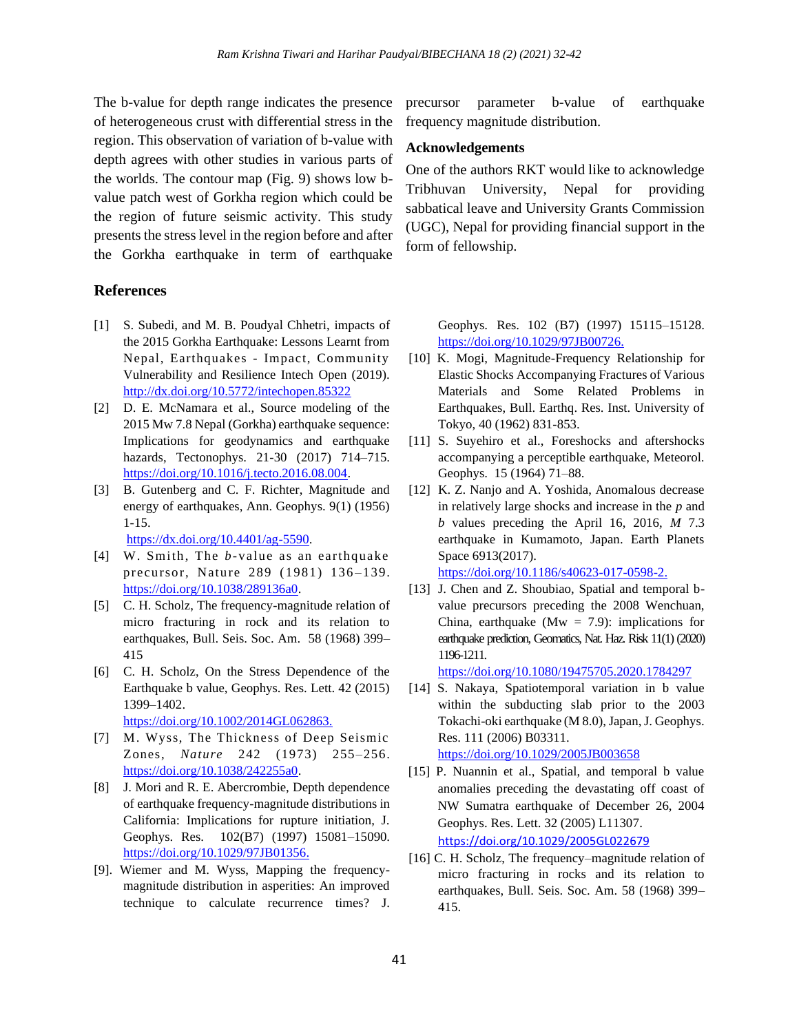The b-value for depth range indicates the presence of heterogeneous crust with differential stress in the region. This observation of variation of b-value with depth agrees with other studies in various parts of the worlds. The contour map (Fig. 9) shows low b-value patch west of Gorkha region which could be the region of future seismic activity. This study presents the stress level in the region before and after the Gorkha earthquake in term of earthquake precursor parameter b-value of earthquake frequency magnitude distribution.

## Acknowledgements

One of the authors RKT would like to acknowledge Tribhuvan University, Nepal for providing sabbatical leave and University Grants Commission (UGC), Nepal for providing financial support in the form of fellowship.

## References

[1] S. Subedi, and M. B. Poudyal Chhetri, impacts of the 2015 Gorkha Earthquake: Lessons Learnt from Nepal, Earthquakes - Impact, Community Vulnerability and Resilience Intech Open (2019). http://dx.doi.org/10.5772/intechopen.85322

[2] D. E. McNamara et al., Source modeling of the 2015 Mw 7.8 Nepal (Gorkha) earthquake sequence: Implications for geodynamics and earthquake hazards, Tectonophys. 21-30 (2017) 714–715. https://doi.org/10.1016/j.tecto.2016.08.004.

[3] B. Gutenberg and C. F. Richter, Magnitude and energy of earthquakes, Ann. Geophys. 9(1) (1956) 1-15. https://dx.doi.org/10.4401/ag-5590.

[4] W. Smith, The *b*-value as an earthquake precursor, Nature 289 (1981) 136–139. https://doi.org/10.1038/289136a0.

[5] C. H. Scholz, The frequency-magnitude relation of micro fracturing in rock and its relation to earthquakes, Bull. Seis. Soc. Am. 58 (1968) 399–415

[6] C. H. Scholz, On the Stress Dependence of the Earthquake b value, Geophys. Res. Lett. 42 (2015) 1399–1402. https://doi.org/10.1002/2014GL062863.

[7] M. Wyss, The Thickness of Deep Seismic Zones, *Nature* 242 (1973) 255–256. https://doi.org/10.1038/242255a0.

[8] J. Mori and R. E. Abercrombie, Depth dependence of earthquake frequency-magnitude distributions in California: Implications for rupture initiation, J. Geophys. Res. 102(B7) (1997) 15081–15090. https://doi.org/10.1029/97JB01356.

[9]. Wiemer and M. Wyss, Mapping the frequency-magnitude distribution in asperities: An improved technique to calculate recurrence times? J. Geophys. Res. 102 (B7) (1997) 15115–15128. https://doi.org/10.1029/97JB00726.

[10] K. Mogi, Magnitude-Frequency Relationship for Elastic Shocks Accompanying Fractures of Various Materials and Some Related Problems in Earthquakes, Bull. Earthq. Res. Inst. University of Tokyo, 40 (1962) 831-853.

[11] S. Suyehiro et al., Foreshocks and aftershocks accompanying a perceptible earthquake, Meteorol. Geophys. 15 (1964) 71–88.

[12] K. Z. Nanjo and A. Yoshida, Anomalous decrease in relatively large shocks and increase in the *p* and *b* values preceding the April 16, 2016, *M* 7.3 earthquake in Kumamoto, Japan. Earth Planets Space 6913(2017). https://doi.org/10.1186/s40623-017-0598-2.

[13] J. Chen and Z. Shoubiao, Spatial and temporal b-value precursors preceding the 2008 Wenchuan, China, earthquake (Mw = 7.9): implications for earthquake prediction, Geomatics, Nat. Haz. Risk 11(1) (2020) 1196-1211. https://doi.org/10.1080/19475705.2020.1784297

[14] S. Nakaya, Spatiotemporal variation in b value within the subducting slab prior to the 2003 Tokachi-oki earthquake (M 8.0), Japan, J. Geophys. Res. 111 (2006) B03311. https://doi.org/10.1029/2005JB003658

[15] P. Nuannin et al., Spatial, and temporal b value anomalies preceding the devastating off coast of NW Sumatra earthquake of December 26, 2004 Geophys. Res. Lett. 32 (2005) L11307. https://doi.org/10.1029/2005GL022679

[16] C. H. Scholz, The frequency–magnitude relation of micro fracturing in rocks and its relation to earthquakes, Bull. Seis. Soc. Am. 58 (1968) 399–415.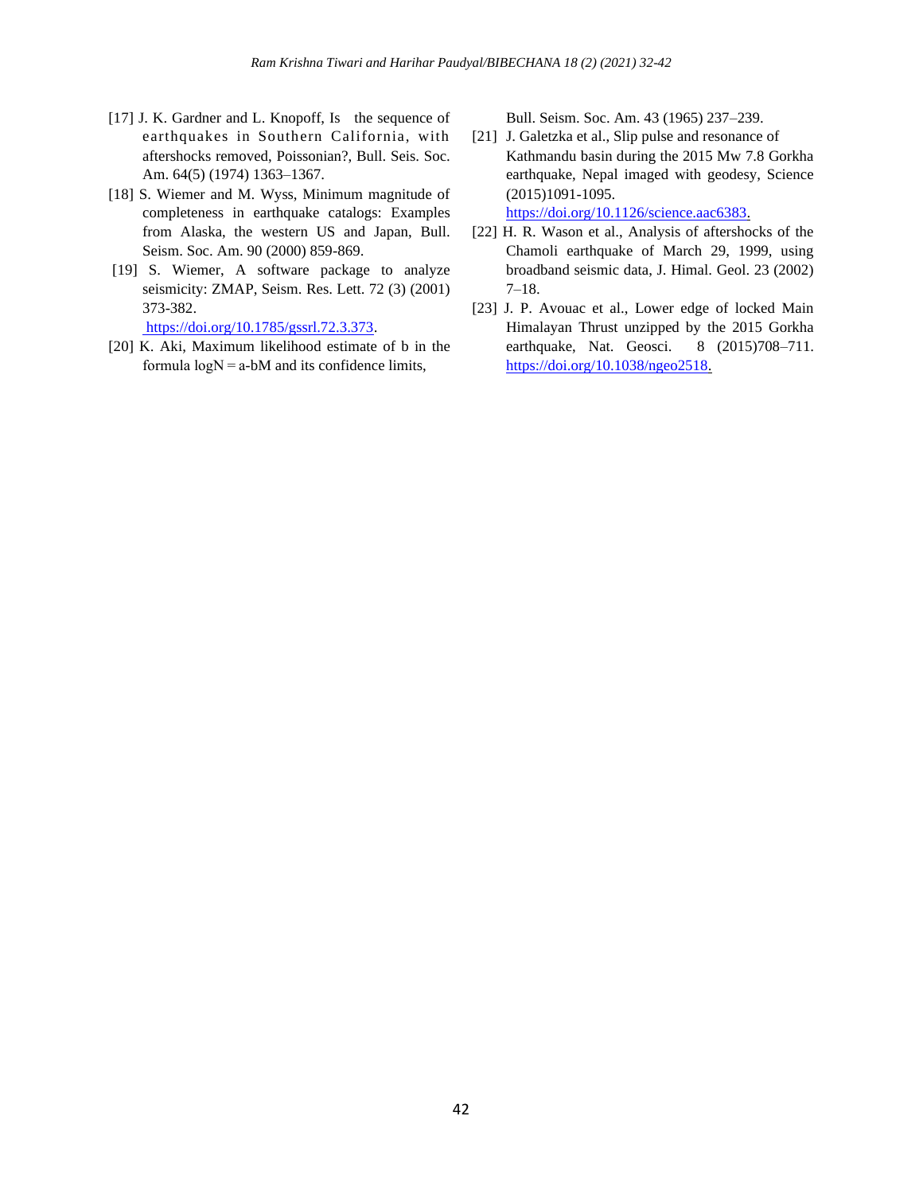[17] J. K. Gardner and L. Knopoff, Is the sequence of earthquakes in Southern California, with aftershocks removed, Poissonian?, Bull. Seis. Soc. Am. 64(5) (1974) 1363–1367.

[18] S. Wiemer and M. Wyss, Minimum magnitude of completeness in earthquake catalogs: Examples from Alaska, the western US and Japan, Bull. Seism. Soc. Am. 90 (2000) 859-869.

[19] S. Wiemer, A software package to analyze seismicity: ZMAP, Seism. Res. Lett. 72 (3) (2001) 373-382. https://doi.org/10.1785/gssrl.72.3.373.

[20] K. Aki, Maximum likelihood estimate of b in the formula logN = a-bM and its confidence limits, Bull. Seism. Soc. Am. 43 (1965) 237–239.

[21] J. Galetzka et al., Slip pulse and resonance of Kathmandu basin during the 2015 Mw 7.8 Gorkha earthquake, Nepal imaged with geodesy, Science (2015)1091-1095. https://doi.org/10.1126/science.aac6383.

[22] H. R. Wason et al., Analysis of aftershocks of the Chamoli earthquake of March 29, 1999, using broadband seismic data, J. Himal. Geol. 23 (2002) 7–18.

[23] J. P. Avouac et al., Lower edge of locked Main Himalayan Thrust unzipped by the 2015 Gorkha earthquake, Nat. Geosci. 8 (2015)708–711. https://doi.org/10.1038/ngeo2518.